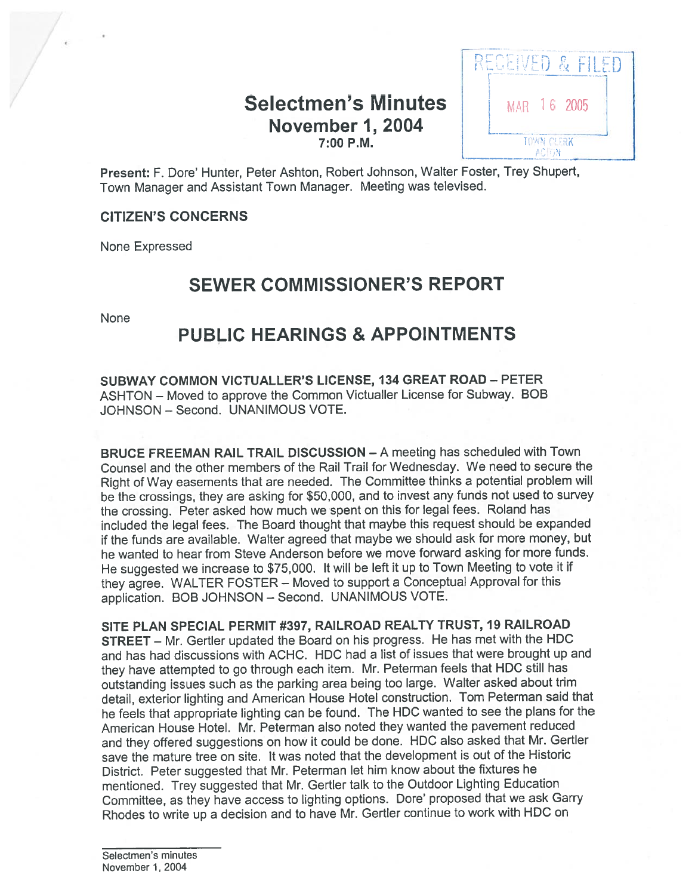# Selectmen's Minutes
## November 1, 2004
### 7:00 P.M.

RECEIVED & FILED
MAR 16 2005
TOWN CLERK
ACTON

**Present:** F. Dore' Hunter, Peter Ashton, Robert Johnson, Walter Foster, Trey Shupert, Town Manager and Assistant Town Manager. Meeting was televised.

**CITIZEN'S CONCERNS**

None Expressed

## SEWER COMMISSIONER'S REPORT

None

## PUBLIC HEARINGS & APPOINTMENTS

**SUBWAY COMMON VICTUALLER'S LICENSE, 134 GREAT ROAD** – PETER ASHTON – Moved to approve the Common Victualler License for Subway. BOB JOHNSON – Second. UNANIMOUS VOTE.

**BRUCE FREEMAN RAIL TRAIL DISCUSSION** – A meeting has scheduled with Town Counsel and the other members of the Rail Trail for Wednesday. We need to secure the Right of Way easements that are needed. The Committee thinks a potential problem will be the crossings, they are asking for $50,000, and to invest any funds not used to survey the crossing. Peter asked how much we spent on this for legal fees. Roland has included the legal fees. The Board thought that maybe this request should be expanded if the funds are available. Walter agreed that maybe we should ask for more money, but he wanted to hear from Steve Anderson before we move forward asking for more funds. He suggested we increase to $75,000. It will be left it up to Town Meeting to vote it if they agree. WALTER FOSTER – Moved to support a Conceptual Approval for this application. BOB JOHNSON – Second. UNANIMOUS VOTE.

**SITE PLAN SPECIAL PERMIT #397, RAILROAD REALTY TRUST, 19 RAILROAD STREET** – Mr. Gertler updated the Board on his progress. He has met with the HDC and has had discussions with ACHC. HDC had a list of issues that were brought up and they have attempted to go through each item. Mr. Peterman feels that HDC still has outstanding issues such as the parking area being too large. Walter asked about trim detail, exterior lighting and American House Hotel construction. Tom Peterman said that he feels that appropriate lighting can be found. The HDC wanted to see the plans for the American House Hotel. Mr. Peterman also noted they wanted the pavement reduced and they offered suggestions on how it could be done. HDC also asked that Mr. Gertler save the mature tree on site. It was noted that the development is out of the Historic District. Peter suggested that Mr. Peterman let him know about the fixtures he mentioned. Trey suggested that Mr. Gertler talk to the Outdoor Lighting Education Committee, as they have access to lighting options. Dore' proposed that we ask Garry Rhodes to write up a decision and to have Mr. Gertler continue to work with HDC on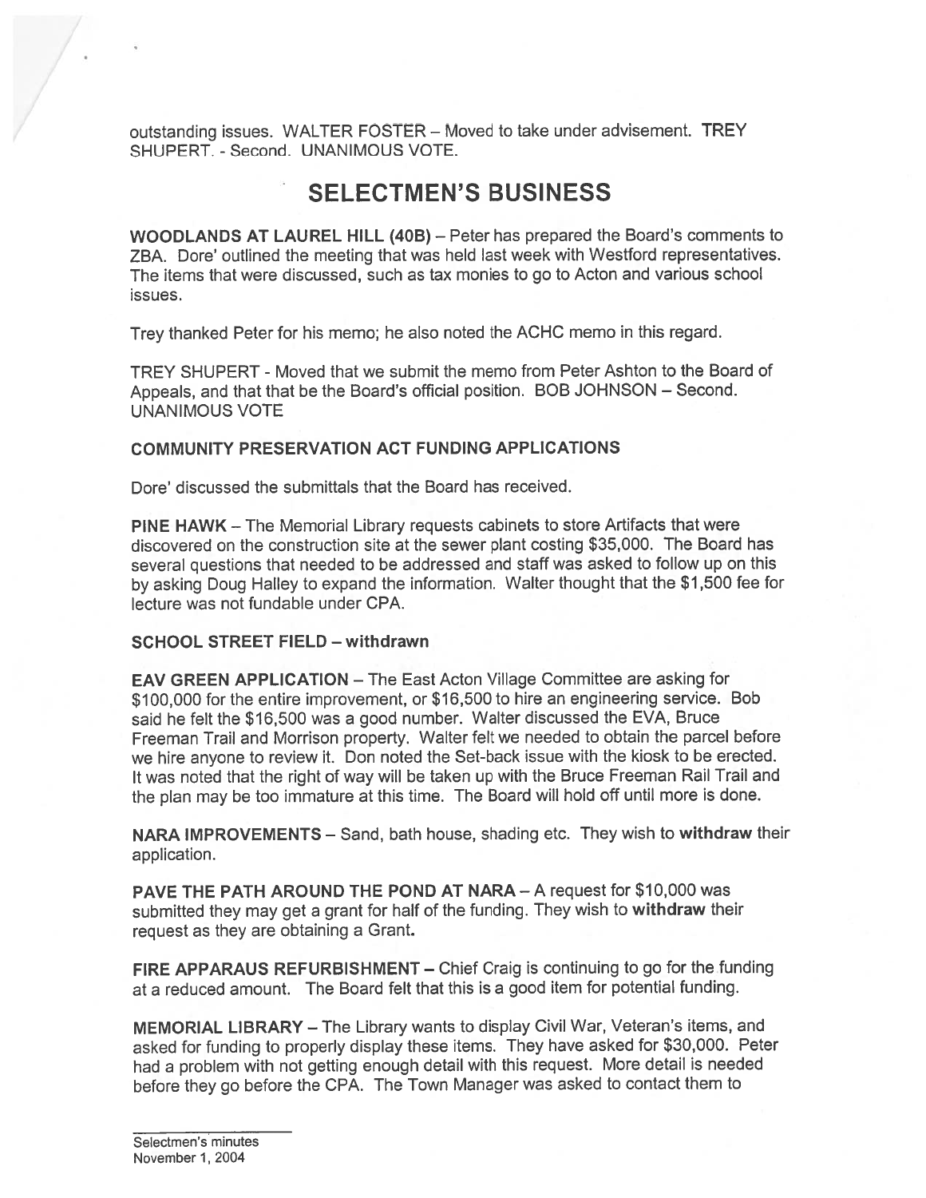outstanding issues. WALTER FOSTER – Moved to take under advisement. TREY SHUPERT. - Second. UNANIMOUS VOTE.

# SELECTMEN'S BUSINESS

**WOODLANDS AT LAUREL HILL (40B)** – Peter has prepared the Board's comments to ZBA. Dore' outlined the meeting that was held last week with Westford representatives. The items that were discussed, such as tax monies to go to Acton and various school issues.

Trey thanked Peter for his memo; he also noted the ACHC memo in this regard.

TREY SHUPERT - Moved that we submit the memo from Peter Ashton to the Board of Appeals, and that that be the Board's official position. BOB JOHNSON – Second. UNANIMOUS VOTE

**COMMUNITY PRESERVATION ACT FUNDING APPLICATIONS**

Dore' discussed the submittals that the Board has received.

**PINE HAWK** – The Memorial Library requests cabinets to store Artifacts that were discovered on the construction site at the sewer plant costing $35,000. The Board has several questions that needed to be addressed and staff was asked to follow up on this by asking Doug Halley to expand the information. Walter thought that the $1,500 fee for lecture was not fundable under CPA.

**SCHOOL STREET FIELD – withdrawn**

**EAV GREEN APPLICATION** – The East Acton Village Committee are asking for $100,000 for the entire improvement, or $16,500 to hire an engineering service. Bob said he felt the $16,500 was a good number. Walter discussed the EVA, Bruce Freeman Trail and Morrison property. Walter felt we needed to obtain the parcel before we hire anyone to review it. Don noted the Set-back issue with the kiosk to be erected. It was noted that the right of way will be taken up with the Bruce Freeman Rail Trail and the plan may be too immature at this time. The Board will hold off until more is done.

**NARA IMPROVEMENTS** – Sand, bath house, shading etc. They wish to **withdraw** their application.

**PAVE THE PATH AROUND THE POND AT NARA** – A request for $10,000 was submitted they may get a grant for half of the funding. They wish to **withdraw** their request as they are obtaining a Grant.

**FIRE APPARAUS REFURBISHMENT** – Chief Craig is continuing to go for the funding at a reduced amount. The Board felt that this is a good item for potential funding.

**MEMORIAL LIBRARY** – The Library wants to display Civil War, Veteran's items, and asked for funding to properly display these items. They have asked for $30,000. Peter had a problem with not getting enough detail with this request. More detail is needed before they go before the CPA. The Town Manager was asked to contact them to

Selectmen's minutes
November 1, 2004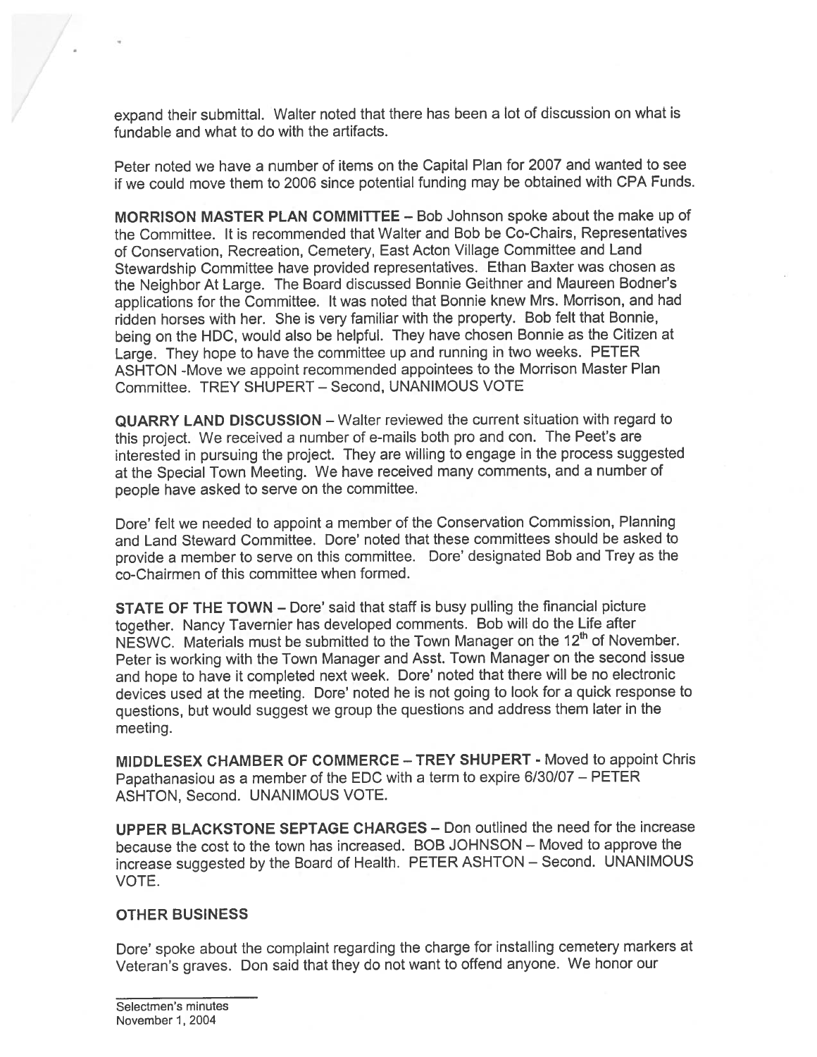expand their submittal. Walter noted that there has been a lot of discussion on what is fundable and what to do with the artifacts.

Peter noted we have a number of items on the Capital Plan for 2007 and wanted to see if we could move them to 2006 since potential funding may be obtained with CPA Funds.

**MORRISON MASTER PLAN COMMITTEE** – Bob Johnson spoke about the make up of the Committee. It is recommended that Walter and Bob be Co-Chairs, Representatives of Conservation, Recreation, Cemetery, East Acton Village Committee and Land Stewardship Committee have provided representatives. Ethan Baxter was chosen as the Neighbor At Large. The Board discussed Bonnie Geithner and Maureen Bodner's applications for the Committee. It was noted that Bonnie knew Mrs. Morrison, and had ridden horses with her. She is very familiar with the property. Bob felt that Bonnie, being on the HDC, would also be helpful. They have chosen Bonnie as the Citizen at Large. They hope to have the committee up and running in two weeks. PETER ASHTON -Move we appoint recommended appointees to the Morrison Master Plan Committee. TREY SHUPERT – Second, UNANIMOUS VOTE

**QUARRY LAND DISCUSSION** – Walter reviewed the current situation with regard to this project. We received a number of e-mails both pro and con. The Peet's are interested in pursuing the project. They are willing to engage in the process suggested at the Special Town Meeting. We have received many comments, and a number of people have asked to serve on the committee.

Dore' felt we needed to appoint a member of the Conservation Commission, Planning and Land Steward Committee. Dore' noted that these committees should be asked to provide a member to serve on this committee. Dore' designated Bob and Trey as the co-Chairmen of this committee when formed.

**STATE OF THE TOWN** – Dore' said that staff is busy pulling the financial picture together. Nancy Tavernier has developed comments. Bob will do the Life after NESWC. Materials must be submitted to the Town Manager on the 12th of November. Peter is working with the Town Manager and Asst. Town Manager on the second issue and hope to have it completed next week. Dore' noted that there will be no electronic devices used at the meeting. Dore' noted he is not going to look for a quick response to questions, but would suggest we group the questions and address them later in the meeting.

**MIDDLESEX CHAMBER OF COMMERCE – TREY SHUPERT** - Moved to appoint Chris Papathanasiou as a member of the EDC with a term to expire 6/30/07 – PETER ASHTON, Second. UNANIMOUS VOTE.

**UPPER BLACKSTONE SEPTAGE CHARGES** – Don outlined the need for the increase because the cost to the town has increased. BOB JOHNSON – Moved to approve the increase suggested by the Board of Health. PETER ASHTON – Second. UNANIMOUS VOTE.

**OTHER BUSINESS**

Dore' spoke about the complaint regarding the charge for installing cemetery markers at Veteran's graves. Don said that they do not want to offend anyone. We honor our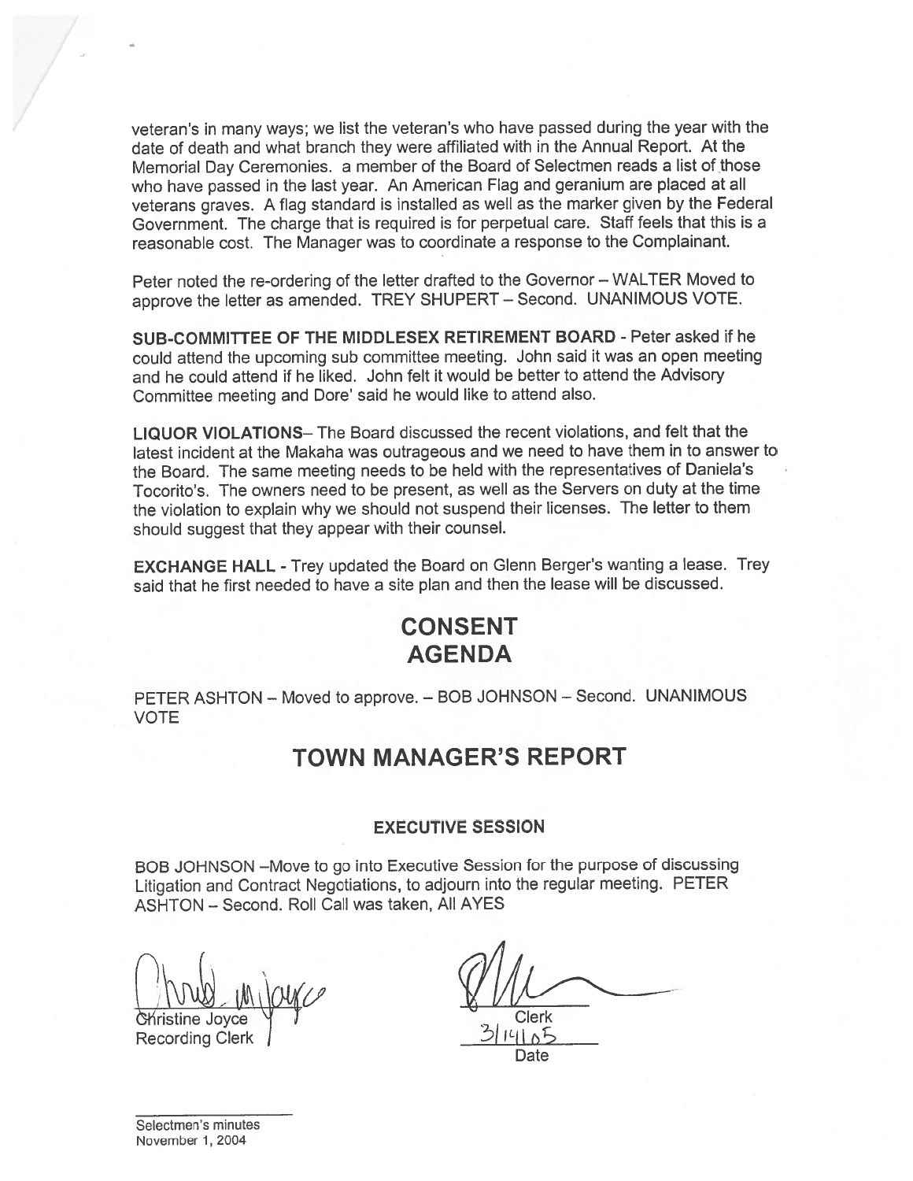veteran's in many ways; we list the veteran's who have passed during the year with the date of death and what branch they were affiliated with in the Annual Report. At the Memorial Day Ceremonies. a member of the Board of Selectmen reads a list of those who have passed in the last year. An American Flag and geranium are placed at all veterans graves. A flag standard is installed as well as the marker given by the Federal Government. The charge that is required is for perpetual care. Staff feels that this is a reasonable cost. The Manager was to coordinate a response to the Complainant.

Peter noted the re-ordering of the letter drafted to the Governor – WALTER Moved to approve the letter as amended. TREY SHUPERT – Second. UNANIMOUS VOTE.

**SUB-COMMITTEE OF THE MIDDLESEX RETIREMENT BOARD** - Peter asked if he could attend the upcoming sub committee meeting. John said it was an open meeting and he could attend if he liked. John felt it would be better to attend the Advisory Committee meeting and Dore' said he would like to attend also.

**LIQUOR VIOLATIONS**– The Board discussed the recent violations, and felt that the latest incident at the Makaha was outrageous and we need to have them in to answer to the Board. The same meeting needs to be held with the representatives of Daniela's Tocorito's. The owners need to be present, as well as the Servers on duty at the time the violation to explain why we should not suspend their licenses. The letter to them should suggest that they appear with their counsel.

**EXCHANGE HALL** - Trey updated the Board on Glenn Berger's wanting a lease. Trey said that he first needed to have a site plan and then the lease will be discussed.

# CONSENT AGENDA

PETER ASHTON – Moved to approve. – BOB JOHNSON – Second. UNANIMOUS VOTE

# TOWN MANAGER'S REPORT

### EXECUTIVE SESSION

BOB JOHNSON –Move to go into Executive Session for the purpose of discussing Litigation and Contract Negotiations, to adjourn into the regular meeting. PETER ASHTON – Second. Roll Call was taken, All AYES

Christine Joyce
Recording Clerk

Clerk
3/14/05
Date

Selectmen's minutes
November 1, 2004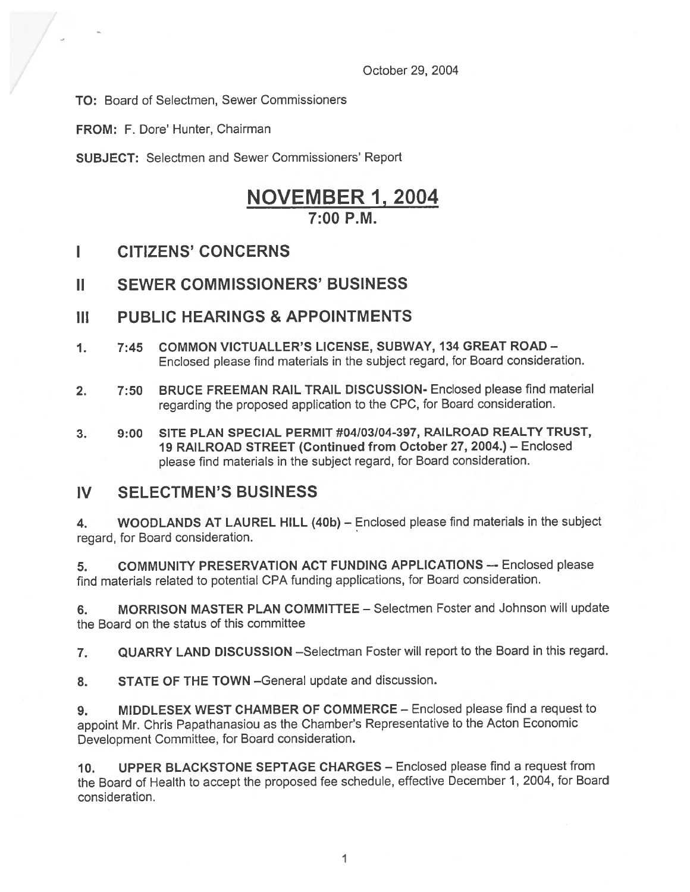October 29, 2004

**TO:** Board of Selectmen, Sewer Commissioners

**FROM:** F. Dore' Hunter, Chairman

**SUBJECT:** Selectmen and Sewer Commissioners' Report

# NOVEMBER 1, 2004
## 7:00 P.M.

## I CITIZENS' CONCERNS

## II SEWER COMMISSIONERS' BUSINESS

## III PUBLIC HEARINGS & APPOINTMENTS

1. **7:45 COMMON VICTUALLER'S LICENSE, SUBWAY, 134 GREAT ROAD –** Enclosed please find materials in the subject regard, for Board consideration.

2. **7:50 BRUCE FREEMAN RAIL TRAIL DISCUSSION-** Enclosed please find material regarding the proposed application to the CPC, for Board consideration.

3. **9:00 SITE PLAN SPECIAL PERMIT #04/03/04-397, RAILROAD REALTY TRUST, 19 RAILROAD STREET (Continued from October 27, 2004.) –** Enclosed please find materials in the subject regard, for Board consideration.

## IV SELECTMEN'S BUSINESS

4. **WOODLANDS AT LAUREL HILL (40b)** – Enclosed please find materials in the subject regard, for Board consideration.

5. **COMMUNITY PRESERVATION ACT FUNDING APPLICATIONS --** Enclosed please find materials related to potential CPA funding applications, for Board consideration.

6. **MORRISON MASTER PLAN COMMITTEE** – Selectmen Foster and Johnson will update the Board on the status of this committee

7. **QUARRY LAND DISCUSSION** –Selectman Foster will report to the Board in this regard.

8. **STATE OF THE TOWN** –General update and discussion.

9. **MIDDLESEX WEST CHAMBER OF COMMERCE** – Enclosed please find a request to appoint Mr. Chris Papathanasiou as the Chamber's Representative to the Acton Economic Development Committee, for Board consideration.

10. **UPPER BLACKSTONE SEPTAGE CHARGES** – Enclosed please find a request from the Board of Health to accept the proposed fee schedule, effective December 1, 2004, for Board consideration.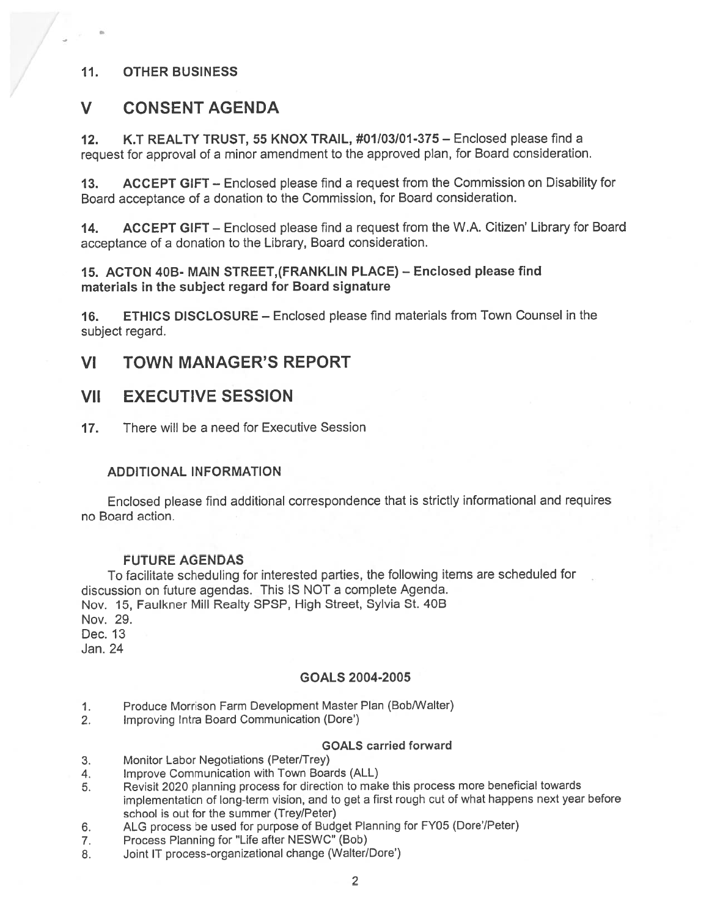11. **OTHER BUSINESS**

## V CONSENT AGENDA

12. **K.T REALTY TRUST, 55 KNOX TRAIL, #01/03/01-375** – Enclosed please find a request for approval of a minor amendment to the approved plan, for Board consideration.

13. **ACCEPT GIFT** – Enclosed please find a request from the Commission on Disability for Board acceptance of a donation to the Commission, for Board consideration.

14. **ACCEPT GIFT** – Enclosed please find a request from the W.A. Citizen' Library for Board acceptance of a donation to the Library, Board consideration.

**15. ACTON 40B- MAIN STREET,(FRANKLIN PLACE) – Enclosed please find materials in the subject regard for Board signature**

16. **ETHICS DISCLOSURE** – Enclosed please find materials from Town Counsel in the subject regard.

## VI TOWN MANAGER'S REPORT

## VII EXECUTIVE SESSION

17. There will be a need for Executive Session

### ADDITIONAL INFORMATION

Enclosed please find additional correspondence that is strictly informational and requires no Board action.

### FUTURE AGENDAS

To facilitate scheduling for interested parties, the following items are scheduled for discussion on future agendas. This IS NOT a complete Agenda.
Nov. 15, Faulkner Mill Realty SPSP, High Street, Sylvia St. 40B
Nov. 29.
Dec. 13
Jan. 24

### GOALS 2004-2005

1. Produce Morrison Farm Development Master Plan (Bob/Walter)
2. Improving Intra Board Communication (Dore')

#### GOALS carried forward

3. Monitor Labor Negotiations (Peter/Trey)
4. Improve Communication with Town Boards (ALL)
5. Revisit 2020 planning process for direction to make this process more beneficial towards implementation of long-term vision, and to get a first rough cut of what happens next year before school is out for the summer (Trey/Peter)
6. ALG process be used for purpose of Budget Planning for FY05 (Dore'/Peter)
7. Process Planning for "Life after NESWC" (Bob)
8. Joint IT process-organizational change (Walter/Dore')